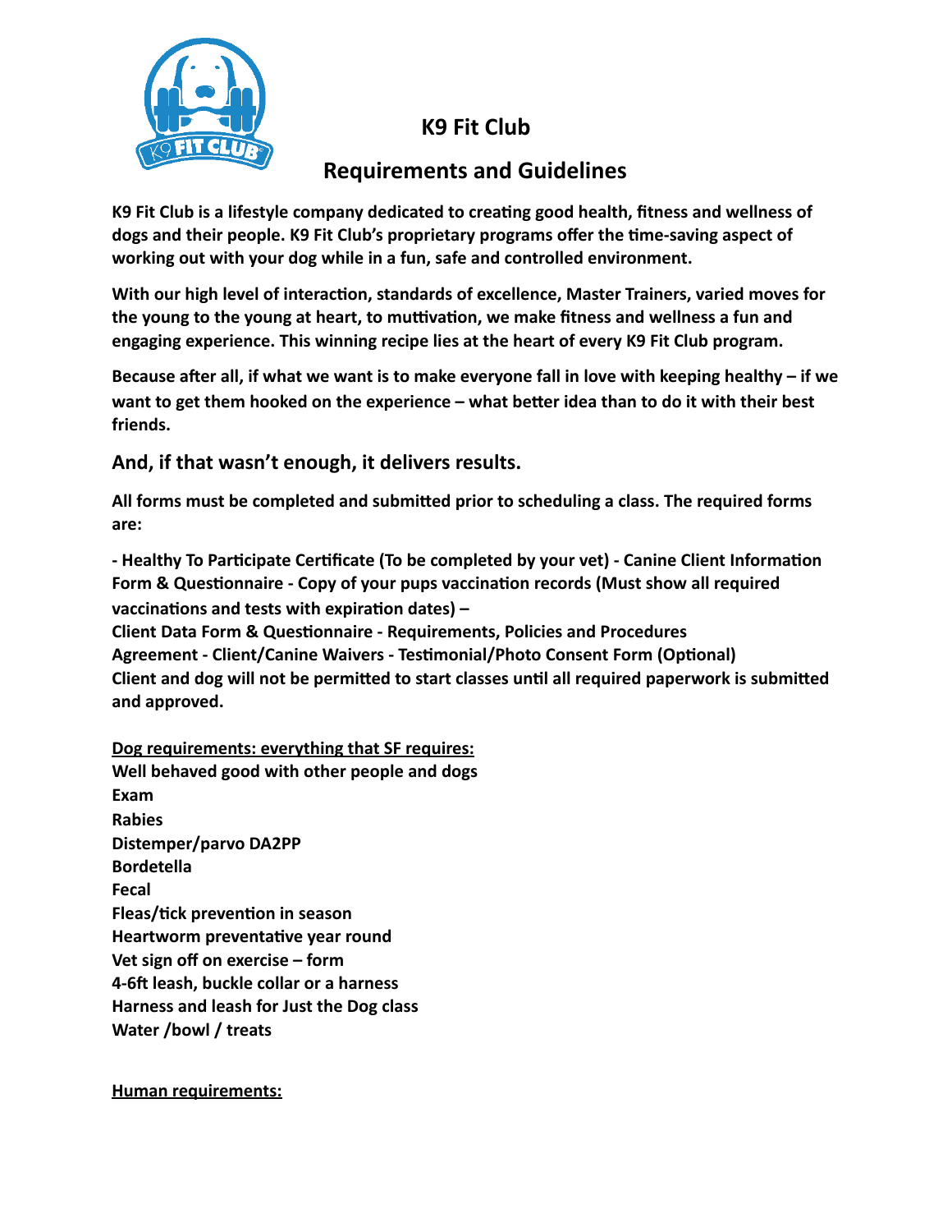# K9 Fit Club

## Requirements and Guidelines

**K9 Fit Club is a lifestyle company dedicated to creating good health, fitness and wellness of dogs and their people. K9 Fit Club's proprietary programs offer the time-saving aspect of working out with your dog while in a fun, safe and controlled environment.**

**With our high level of interaction, standards of excellence, Master Trainers, varied moves for the young to the young at heart, to muttivation, we make fitness and wellness a fun and engaging experience. This winning recipe lies at the heart of every K9 Fit Club program.**

**Because after all, if what we want is to make everyone fall in love with keeping healthy – if we want to get them hooked on the experience – what better idea than to do it with their best friends.**

### And, if that wasn't enough, it delivers results.

**All forms must be completed and submitted prior to scheduling a class. The required forms are:**

**- Healthy To Participate Certificate (To be completed by your vet) - Canine Client Information Form & Questionnaire - Copy of your pups vaccination records (Must show all required vaccinations and tests with expiration dates) –**
**Client Data Form & Questionnaire - Requirements, Policies and Procedures Agreement - Client/Canine Waivers - Testimonial/Photo Consent Form (Optional)**
**Client and dog will not be permitted to start classes until all required paperwork is submitted and approved.**

**<u>Dog requirements: everything that SF requires:</u>**
**Well behaved good with other people and dogs**
**Exam**
**Rabies**
**Distemper/parvo DA2PP**
**Bordetella**
**Fecal**
**Fleas/tick prevention in season**
**Heartworm preventative year round**
**Vet sign off on exercise – form**
**4-6ft leash, buckle collar or a harness**
**Harness and leash for Just the Dog class**
**Water /bowl / treats**

**<u>Human requirements:</u>**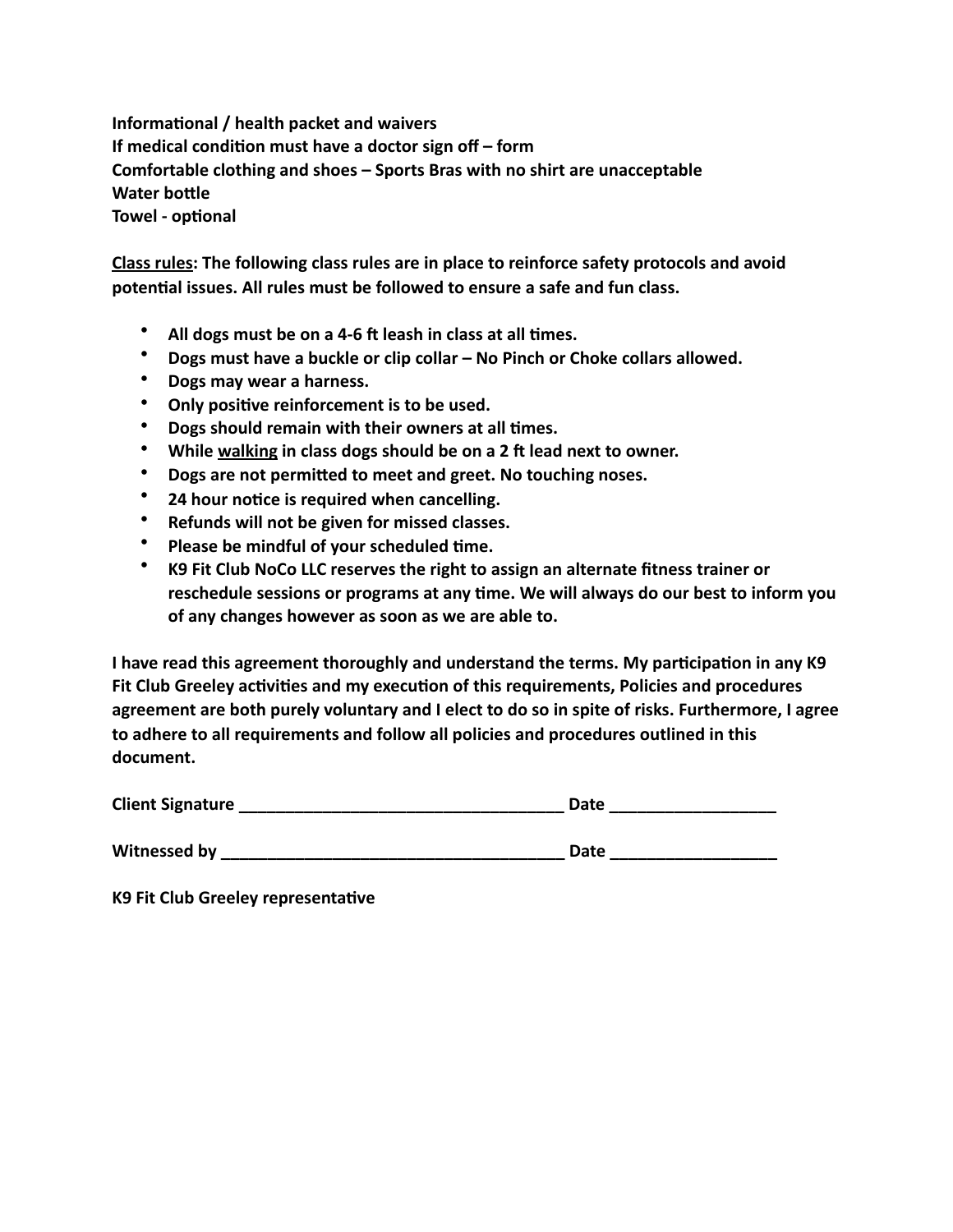**Informational / health packet and waivers**
**If medical condition must have a doctor sign off – form**
**Comfortable clothing and shoes – Sports Bras with no shirt are unacceptable**
**Water bottle**
**Towel - optional**

**<u>Class rules</u>: The following class rules are in place to reinforce safety protocols and avoid potential issues. All rules must be followed to ensure a safe and fun class.**

- **All dogs must be on a 4-6 ft leash in class at all times.**
- **Dogs must have a buckle or clip collar – No Pinch or Choke collars allowed.**
- **Dogs may wear a harness.**
- **Only positive reinforcement is to be used.**
- **Dogs should remain with their owners at all times.**
- **While <u>walking</u> in class dogs should be on a 2 ft lead next to owner.**
- **Dogs are not permitted to meet and greet. No touching noses.**
- **24 hour notice is required when cancelling.**
- **Refunds will not be given for missed classes.**
- **Please be mindful of your scheduled time.**
- **K9 Fit Club NoCo LLC reserves the right to assign an alternate fitness trainer or reschedule sessions or programs at any time. We will always do our best to inform you of any changes however as soon as we are able to.**

**I have read this agreement thoroughly and understand the terms. My participation in any K9 Fit Club Greeley activities and my execution of this requirements, Policies and procedures agreement are both purely voluntary and I elect to do so in spite of risks. Furthermore, I agree to adhere to all requirements and follow all policies and procedures outlined in this document.**

**Client Signature ____________________________________ Date __________________**

**Witnessed by ______________________________________ Date __________________**

**K9 Fit Club Greeley representative**